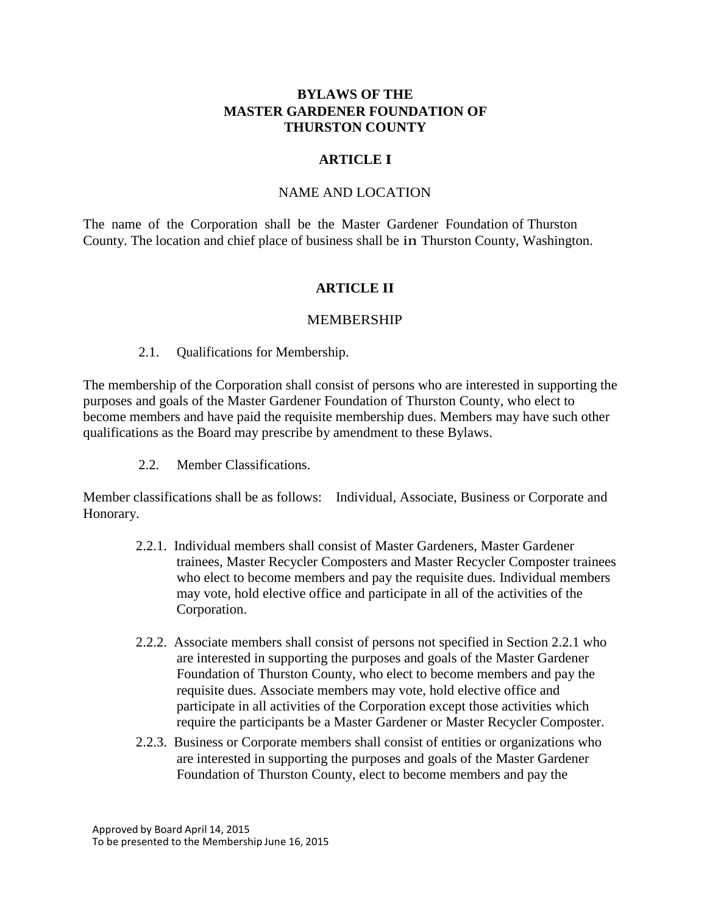# BYLAWS OF THE MASTER GARDENER FOUNDATION OF THURSTON COUNTY

## ARTICLE I

### NAME AND LOCATION

The name of the Corporation shall be the Master Gardener Foundation of Thurston County. The location and chief place of business shall be in Thurston County, Washington.

## ARTICLE II

### MEMBERSHIP

2.1. Qualifications for Membership.

The membership of the Corporation shall consist of persons who are interested in supporting the purposes and goals of the Master Gardener Foundation of Thurston County, who elect to become members and have paid the requisite membership dues. Members may have such other qualifications as the Board may prescribe by amendment to these Bylaws.

2.2. Member Classifications.

Member classifications shall be as follows: Individual, Associate, Business or Corporate and Honorary.

2.2.1. Individual members shall consist of Master Gardeners, Master Gardener trainees, Master Recycler Composters and Master Recycler Composter trainees who elect to become members and pay the requisite dues. Individual members may vote, hold elective office and participate in all of the activities of the Corporation.

2.2.2. Associate members shall consist of persons not specified in Section 2.2.1 who are interested in supporting the purposes and goals of the Master Gardener Foundation of Thurston County, who elect to become members and pay the requisite dues. Associate members may vote, hold elective office and participate in all activities of the Corporation except those activities which require the participants be a Master Gardener or Master Recycler Composter.

2.2.3. Business or Corporate members shall consist of entities or organizations who are interested in supporting the purposes and goals of the Master Gardener Foundation of Thurston County, elect to become members and pay the

Approved by Board April 14, 2015
To be presented to the Membership June 16, 2015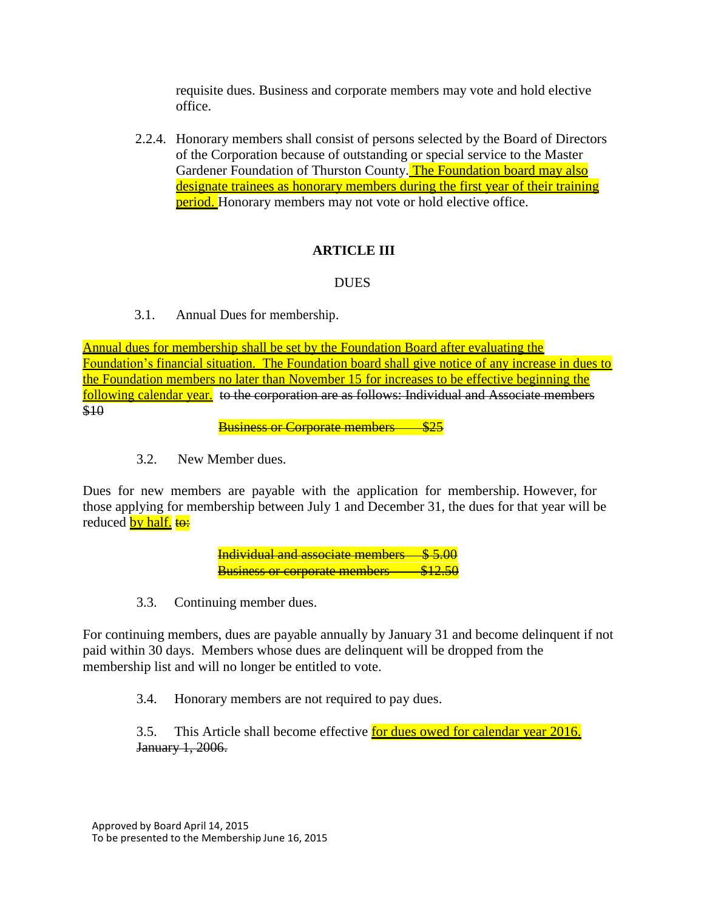requisite dues. Business and corporate members may vote and hold elective office.

2.2.4. Honorary members shall consist of persons selected by the Board of Directors of the Corporation because of outstanding or special service to the Master Gardener Foundation of Thurston County. <u>The Foundation board may also designate trainees as honorary members during the first year of their training period.</u> Honorary members may not vote or hold elective office.

## ARTICLE III

DUES

3.1. Annual Dues for membership.

<u>Annual dues for membership shall be set by the Foundation Board after evaluating the Foundation's financial situation. The Foundation board shall give notice of any increase in dues to the Foundation members no later than November 15 for increases to be effective beginning the following calendar year.</u> ~~to the corporation are as follows: Individual and Associate members $10~~

~~Business or Corporate members $25~~

3.2. New Member dues.

Dues for new members are payable with the application for membership. However, for those applying for membership between July 1 and December 31, the dues for that year will be reduced <u>by half.</u> ~~to:~~

~~Individual and associate members $ 5.00~~
~~Business or corporate members $12.50~~

3.3. Continuing member dues.

For continuing members, dues are payable annually by January 31 and become delinquent if not paid within 30 days. Members whose dues are delinquent will be dropped from the membership list and will no longer be entitled to vote.

3.4. Honorary members are not required to pay dues.

3.5. This Article shall become effective <u>for dues owed for calendar year 2016.</u> ~~January 1, 2006.~~

Approved by Board April 14, 2015
To be presented to the Membership June 16, 2015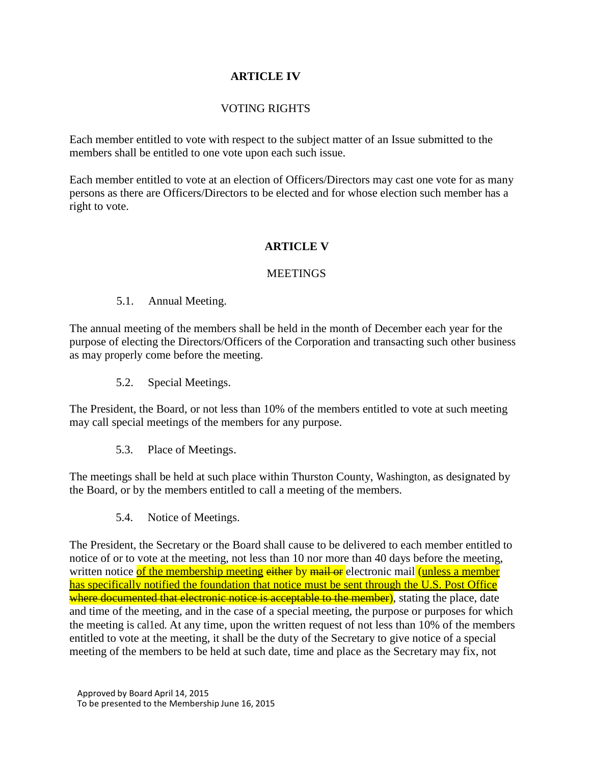## ARTICLE IV

VOTING RIGHTS

Each member entitled to vote with respect to the subject matter of an Issue submitted to the members shall be entitled to one vote upon each such issue.

Each member entitled to vote at an election of Officers/Directors may cast one vote for as many persons as there are Officers/Directors to be elected and for whose election such member has a right to vote.

## ARTICLE V

MEETINGS

5.1. Annual Meeting.

The annual meeting of the members shall be held in the month of December each year for the purpose of electing the Directors/Officers of the Corporation and transacting such other business as may properly come before the meeting.

5.2. Special Meetings.

The President, the Board, or not less than 10% of the members entitled to vote at such meeting may call special meetings of the members for any purpose.

5.3. Place of Meetings.

The meetings shall be held at such place within Thurston County, Washington, as designated by the Board, or by the members entitled to call a meeting of the members.

5.4. Notice of Meetings.

The President, the Secretary or the Board shall cause to be delivered to each member entitled to notice of or to vote at the meeting, not less than 10 nor more than 40 days before the meeting, written notice <u>of the membership meeting</u> ~~either~~ by ~~mail or~~ electronic mail <u>(unless a member has specifically notified the foundation that notice must be sent through the U.S. Post Office</u> ~~where documented that electronic notice is acceptable to the member~~), stating the place, date and time of the meeting, and in the case of a special meeting, the purpose or purposes for which the meeting is called. At any time, upon the written request of not less than 10% of the members entitled to vote at the meeting, it shall be the duty of the Secretary to give notice of a special meeting of the members to be held at such date, time and place as the Secretary may fix, not

Approved by Board April 14, 2015
To be presented to the Membership June 16, 2015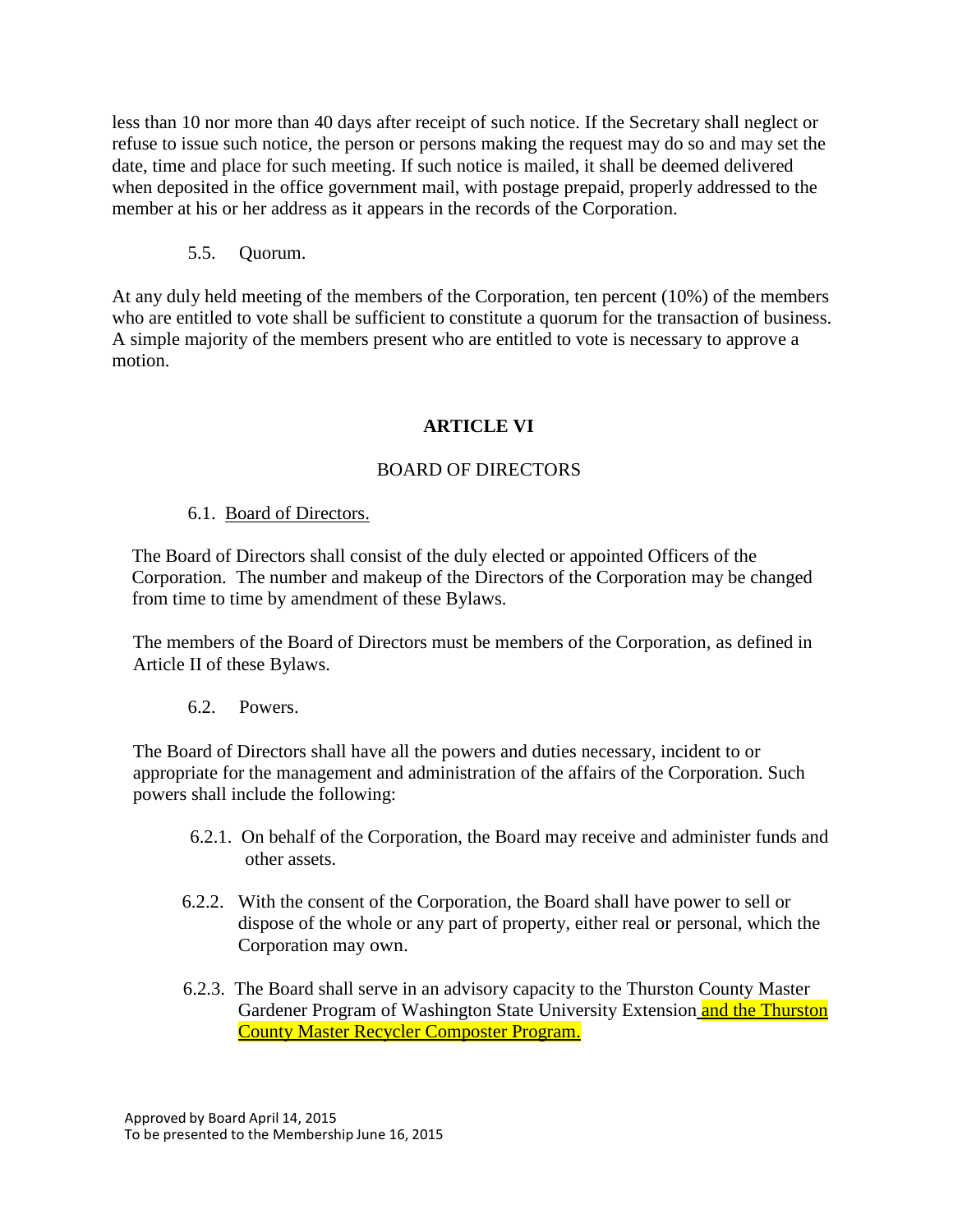less than 10 nor more than 40 days after receipt of such notice. If the Secretary shall neglect or refuse to issue such notice, the person or persons making the request may do so and may set the date, time and place for such meeting. If such notice is mailed, it shall be deemed delivered when deposited in the office government mail, with postage prepaid, properly addressed to the member at his or her address as it appears in the records of the Corporation.

5.5. Quorum.

At any duly held meeting of the members of the Corporation, ten percent (10%) of the members who are entitled to vote shall be sufficient to constitute a quorum for the transaction of business. A simple majority of the members present who are entitled to vote is necessary to approve a motion.

## ARTICLE VI

### BOARD OF DIRECTORS

6.1. Board of Directors.

The Board of Directors shall consist of the duly elected or appointed Officers of the Corporation. The number and makeup of the Directors of the Corporation may be changed from time to time by amendment of these Bylaws.

The members of the Board of Directors must be members of the Corporation, as defined in Article II of these Bylaws.

6.2. Powers.

The Board of Directors shall have all the powers and duties necessary, incident to or appropriate for the management and administration of the affairs of the Corporation. Such powers shall include the following:

6.2.1. On behalf of the Corporation, the Board may receive and administer funds and other assets.

6.2.2. With the consent of the Corporation, the Board shall have power to sell or dispose of the whole or any part of property, either real or personal, which the Corporation may own.

6.2.3. The Board shall serve in an advisory capacity to the Thurston County Master Gardener Program of Washington State University Extension and the Thurston County Master Recycler Composter Program.

Approved by Board April 14, 2015
To be presented to the Membership June 16, 2015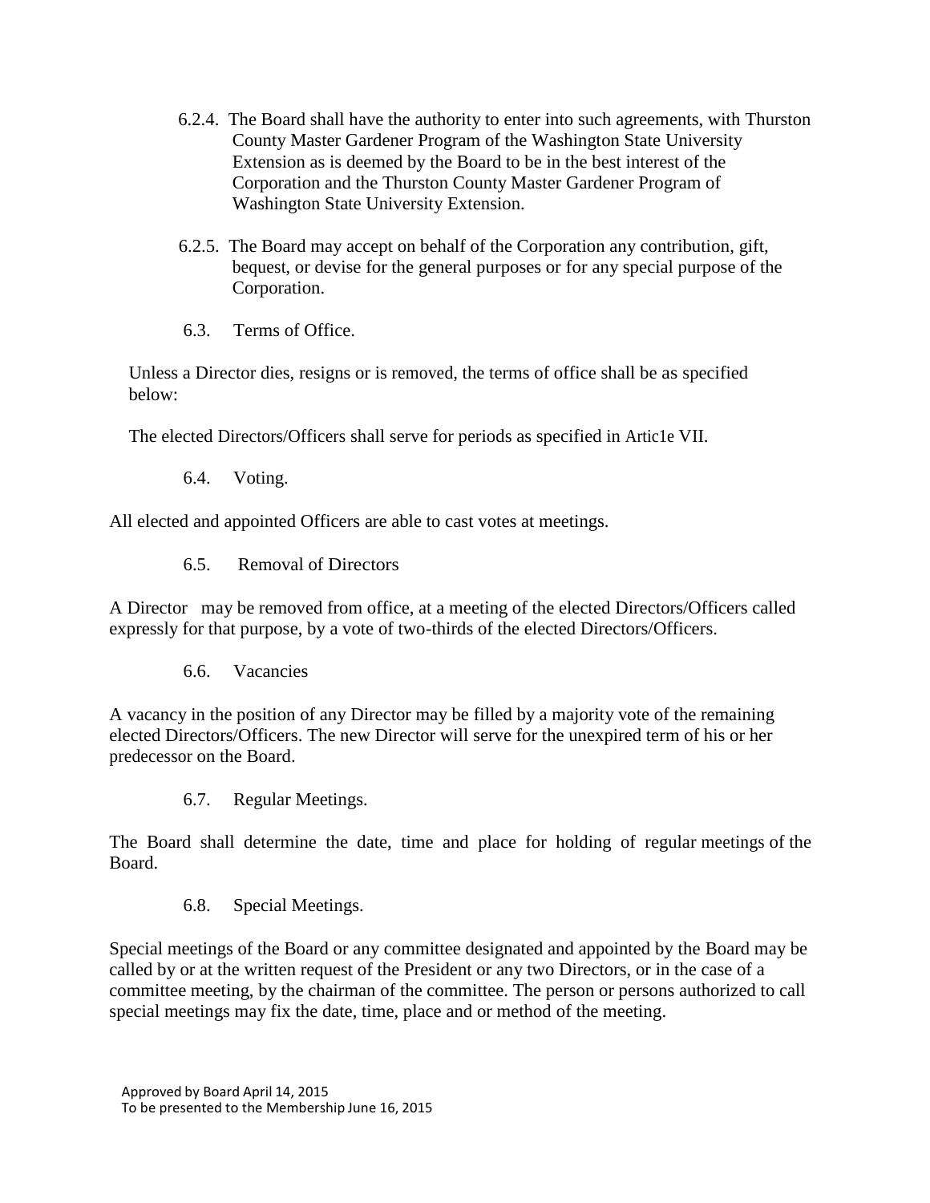6.2.4. The Board shall have the authority to enter into such agreements, with Thurston County Master Gardener Program of the Washington State University Extension as is deemed by the Board to be in the best interest of the Corporation and the Thurston County Master Gardener Program of Washington State University Extension.

6.2.5. The Board may accept on behalf of the Corporation any contribution, gift, bequest, or devise for the general purposes or for any special purpose of the Corporation.

6.3. Terms of Office.

Unless a Director dies, resigns or is removed, the terms of office shall be as specified below:

The elected Directors/Officers shall serve for periods as specified in Artic1e VII.

6.4. Voting.

All elected and appointed Officers are able to cast votes at meetings.

6.5. Removal of Directors

A Director may be removed from office, at a meeting of the elected Directors/Officers called expressly for that purpose, by a vote of two-thirds of the elected Directors/Officers.

6.6. Vacancies

A vacancy in the position of any Director may be filled by a majority vote of the remaining elected Directors/Officers. The new Director will serve for the unexpired term of his or her predecessor on the Board.

6.7. Regular Meetings.

The Board shall determine the date, time and place for holding of regular meetings of the Board.

6.8. Special Meetings.

Special meetings of the Board or any committee designated and appointed by the Board may be called by or at the written request of the President or any two Directors, or in the case of a committee meeting, by the chairman of the committee. The person or persons authorized to call special meetings may fix the date, time, place and or method of the meeting.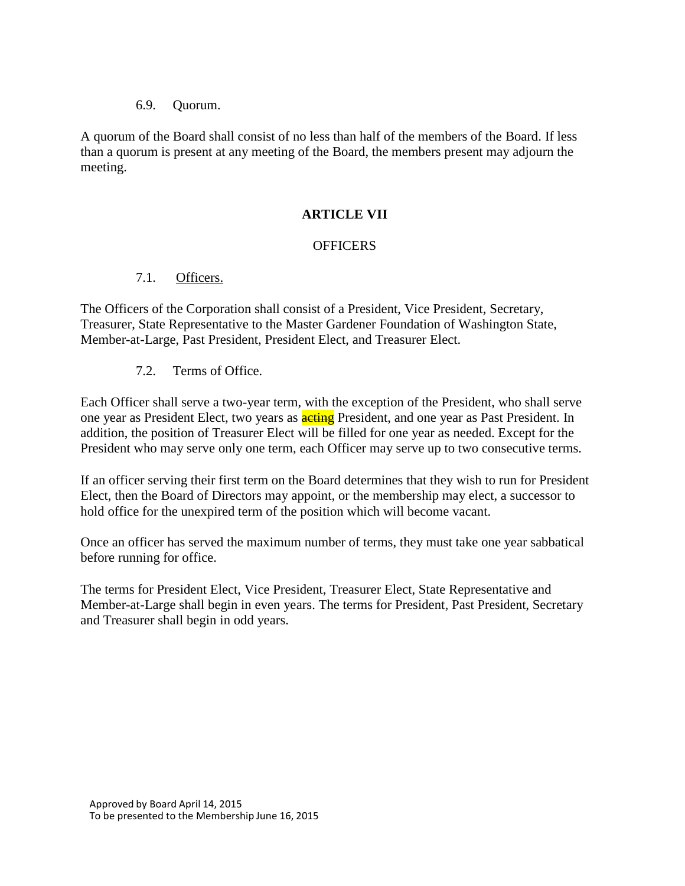6.9. Quorum.

A quorum of the Board shall consist of no less than half of the members of the Board. If less than a quorum is present at any meeting of the Board, the members present may adjourn the meeting.

## ARTICLE VII

### OFFICERS

7.1. Officers.

The Officers of the Corporation shall consist of a President, Vice President, Secretary, Treasurer, State Representative to the Master Gardener Foundation of Washington State, Member-at-Large, Past President, President Elect, and Treasurer Elect.

7.2. Terms of Office.

Each Officer shall serve a two-year term, with the exception of the President, who shall serve one year as President Elect, two years as ~~acting~~ President, and one year as Past President. In addition, the position of Treasurer Elect will be filled for one year as needed. Except for the President who may serve only one term, each Officer may serve up to two consecutive terms.

If an officer serving their first term on the Board determines that they wish to run for President Elect, then the Board of Directors may appoint, or the membership may elect, a successor to hold office for the unexpired term of the position which will become vacant.

Once an officer has served the maximum number of terms, they must take one year sabbatical before running for office.

The terms for President Elect, Vice President, Treasurer Elect, State Representative and Member-at-Large shall begin in even years. The terms for President, Past President, Secretary and Treasurer shall begin in odd years.

Approved by Board April 14, 2015
To be presented to the Membership June 16, 2015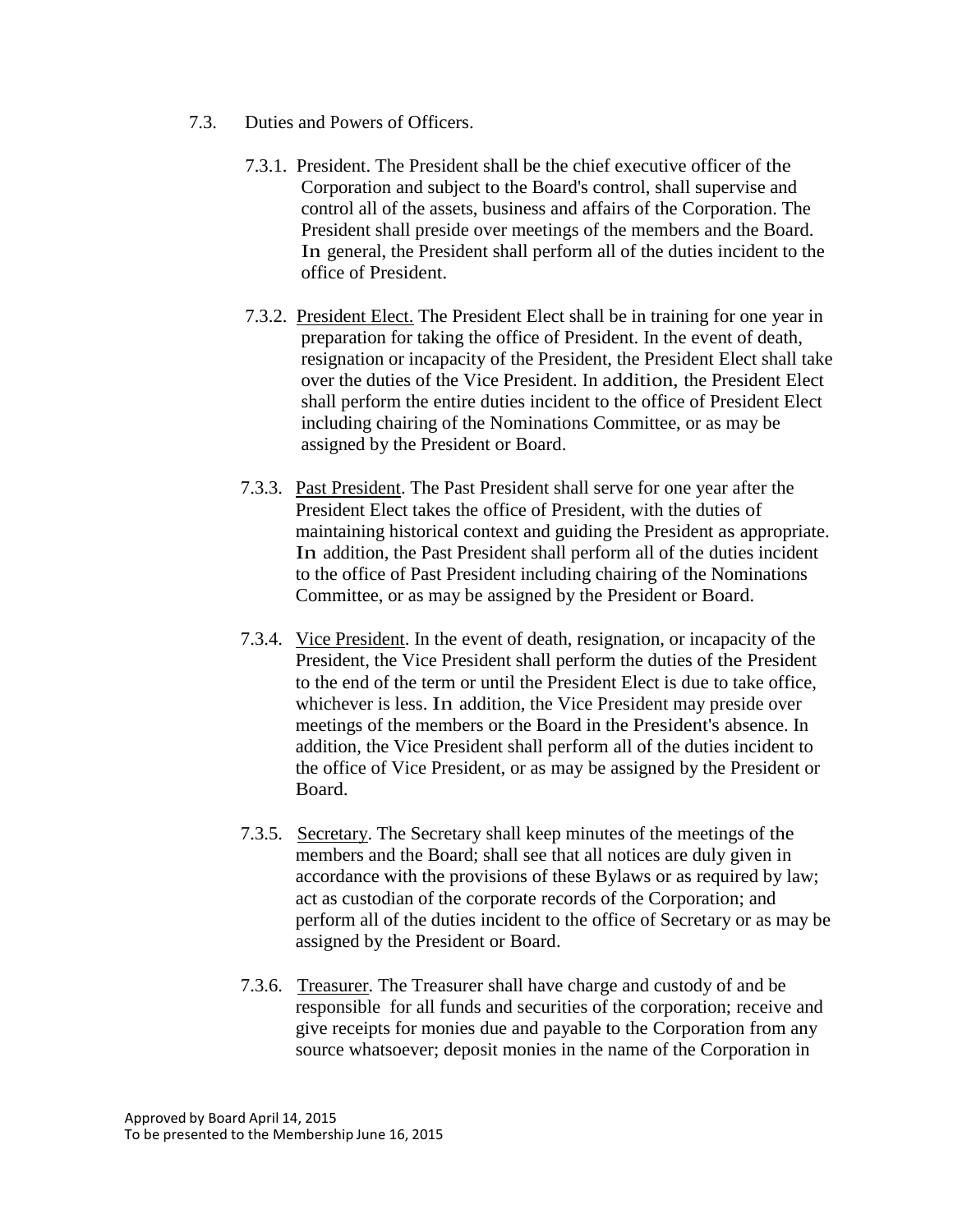7.3. Duties and Powers of Officers.

7.3.1. President. The President shall be the chief executive officer of the Corporation and subject to the Board's control, shall supervise and control all of the assets, business and affairs of the Corporation. The President shall preside over meetings of the members and the Board. In general, the President shall perform all of the duties incident to the office of President.

7.3.2. <u>President Elect.</u> The President Elect shall be in training for one year in preparation for taking the office of President. In the event of death, resignation or incapacity of the President, the President Elect shall take over the duties of the Vice President. In addition, the President Elect shall perform the entire duties incident to the office of President Elect including chairing of the Nominations Committee, or as may be assigned by the President or Board.

7.3.3. <u>Past President</u>. The Past President shall serve for one year after the President Elect takes the office of President, with the duties of maintaining historical context and guiding the President as appropriate. In addition, the Past President shall perform all of the duties incident to the office of Past President including chairing of the Nominations Committee, or as may be assigned by the President or Board.

7.3.4. <u>Vice President</u>. In the event of death, resignation, or incapacity of the President, the Vice President shall perform the duties of the President to the end of the term or until the President Elect is due to take office, whichever is less. In addition, the Vice President may preside over meetings of the members or the Board in the President's absence. In addition, the Vice President shall perform all of the duties incident to the office of Vice President, or as may be assigned by the President or Board.

7.3.5. <u>Secretary</u>. The Secretary shall keep minutes of the meetings of the members and the Board; shall see that all notices are duly given in accordance with the provisions of these Bylaws or as required by law; act as custodian of the corporate records of the Corporation; and perform all of the duties incident to the office of Secretary or as may be assigned by the President or Board.

7.3.6. <u>Treasurer</u>. The Treasurer shall have charge and custody of and be responsible for all funds and securities of the corporation; receive and give receipts for monies due and payable to the Corporation from any source whatsoever; deposit monies in the name of the Corporation in

Approved by Board April 14, 2015
To be presented to the Membership June 16, 2015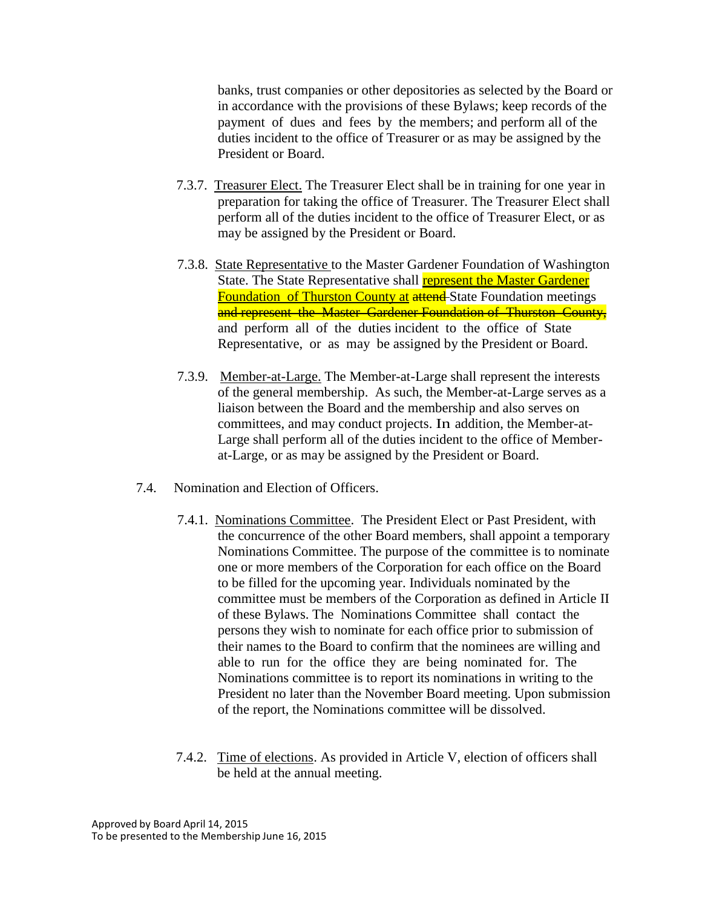banks, trust companies or other depositories as selected by the Board or in accordance with the provisions of these Bylaws; keep records of the payment of dues and fees by the members; and perform all of the duties incident to the office of Treasurer or as may be assigned by the President or Board.

7.3.7. Treasurer Elect. The Treasurer Elect shall be in training for one year in preparation for taking the office of Treasurer. The Treasurer Elect shall perform all of the duties incident to the office of Treasurer Elect, or as may be assigned by the President or Board.

7.3.8. State Representative to the Master Gardener Foundation of Washington State. The State Representative shall represent the Master Gardener Foundation of Thurston County at ~~attend~~ State Foundation meetings ~~and represent the Master Gardener Foundation of Thurston County,~~ and perform all of the duties incident to the office of State Representative, or as may be assigned by the President or Board.

7.3.9. Member-at-Large. The Member-at-Large shall represent the interests of the general membership. As such, the Member-at-Large serves as a liaison between the Board and the membership and also serves on committees, and may conduct projects. In addition, the Member-at-Large shall perform all of the duties incident to the office of Member-at-Large, or as may be assigned by the President or Board.

7.4. Nomination and Election of Officers.

7.4.1. Nominations Committee. The President Elect or Past President, with the concurrence of the other Board members, shall appoint a temporary Nominations Committee. The purpose of the committee is to nominate one or more members of the Corporation for each office on the Board to be filled for the upcoming year. Individuals nominated by the committee must be members of the Corporation as defined in Article II of these Bylaws. The Nominations Committee shall contact the persons they wish to nominate for each office prior to submission of their names to the Board to confirm that the nominees are willing and able to run for the office they are being nominated for. The Nominations committee is to report its nominations in writing to the President no later than the November Board meeting. Upon submission of the report, the Nominations committee will be dissolved.

7.4.2. Time of elections. As provided in Article V, election of officers shall be held at the annual meeting.

Approved by Board April 14, 2015
To be presented to the Membership June 16, 2015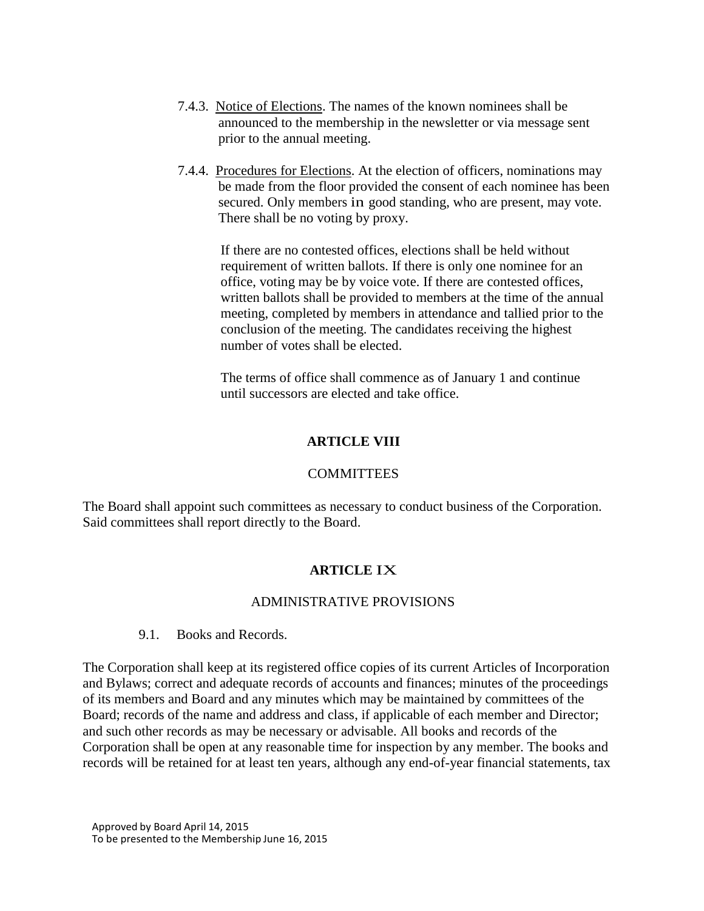7.4.3. <u>Notice of Elections</u>. The names of the known nominees shall be announced to the membership in the newsletter or via message sent prior to the annual meeting.

7.4.4. <u>Procedures for Elections</u>. At the election of officers, nominations may be made from the floor provided the consent of each nominee has been secured. Only members in good standing, who are present, may vote. There shall be no voting by proxy.

If there are no contested offices, elections shall be held without requirement of written ballots. If there is only one nominee for an office, voting may be by voice vote. If there are contested offices, written ballots shall be provided to members at the time of the annual meeting, completed by members in attendance and tallied prior to the conclusion of the meeting. The candidates receiving the highest number of votes shall be elected.

The terms of office shall commence as of January 1 and continue until successors are elected and take office.

## ARTICLE VIII

### COMMITTEES

The Board shall appoint such committees as necessary to conduct business of the Corporation. Said committees shall report directly to the Board.

## ARTICLE IX

### ADMINISTRATIVE PROVISIONS

9.1. Books and Records.

The Corporation shall keep at its registered office copies of its current Articles of Incorporation and Bylaws; correct and adequate records of accounts and finances; minutes of the proceedings of its members and Board and any minutes which may be maintained by committees of the Board; records of the name and address and class, if applicable of each member and Director; and such other records as may be necessary or advisable. All books and records of the Corporation shall be open at any reasonable time for inspection by any member. The books and records will be retained for at least ten years, although any end-of-year financial statements, tax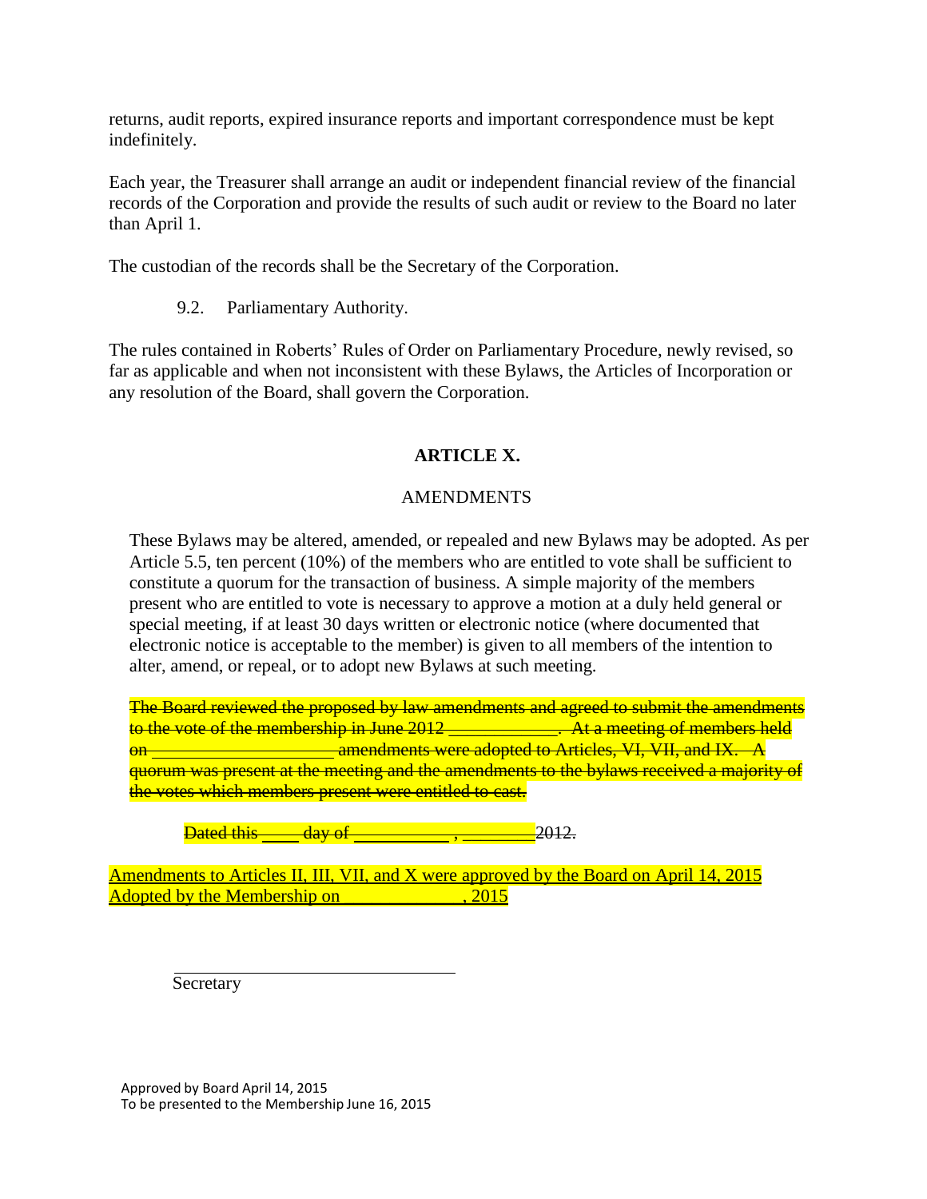returns, audit reports, expired insurance reports and important correspondence must be kept indefinitely.

Each year, the Treasurer shall arrange an audit or independent financial review of the financial records of the Corporation and provide the results of such audit or review to the Board no later than April 1.

The custodian of the records shall be the Secretary of the Corporation.

9.2. Parliamentary Authority.

The rules contained in Roberts' Rules of Order on Parliamentary Procedure, newly revised, so far as applicable and when not inconsistent with these Bylaws, the Articles of Incorporation or any resolution of the Board, shall govern the Corporation.

## ARTICLE X.

### AMENDMENTS

These Bylaws may be altered, amended, or repealed and new Bylaws may be adopted. As per Article 5.5, ten percent (10%) of the members who are entitled to vote shall be sufficient to constitute a quorum for the transaction of business. A simple majority of the members present who are entitled to vote is necessary to approve a motion at a duly held general or special meeting, if at least 30 days written or electronic notice (where documented that electronic notice is acceptable to the member) is given to all members of the intention to alter, amend, or repeal, or to adopt new Bylaws at such meeting.

~~The Board reviewed the proposed by law amendments and agreed to submit the amendments to the vote of the membership in June 2012 ____________. At a meeting of members held on ____________________ amendments were adopted to Articles, VI, VII, and IX. A quorum was present at the meeting and the amendments to the bylaws received a majority of the votes which members present were entitled to cast.~~

~~Dated this ____ day of ___________ , ________2012.~~

Amendments to Articles II, III, VII, and X were approved by the Board on April 14, 2015
Adopted by the Membership on _____________, 2015

________________________________
Secretary

Approved by Board April 14, 2015
To be presented to the Membership June 16, 2015